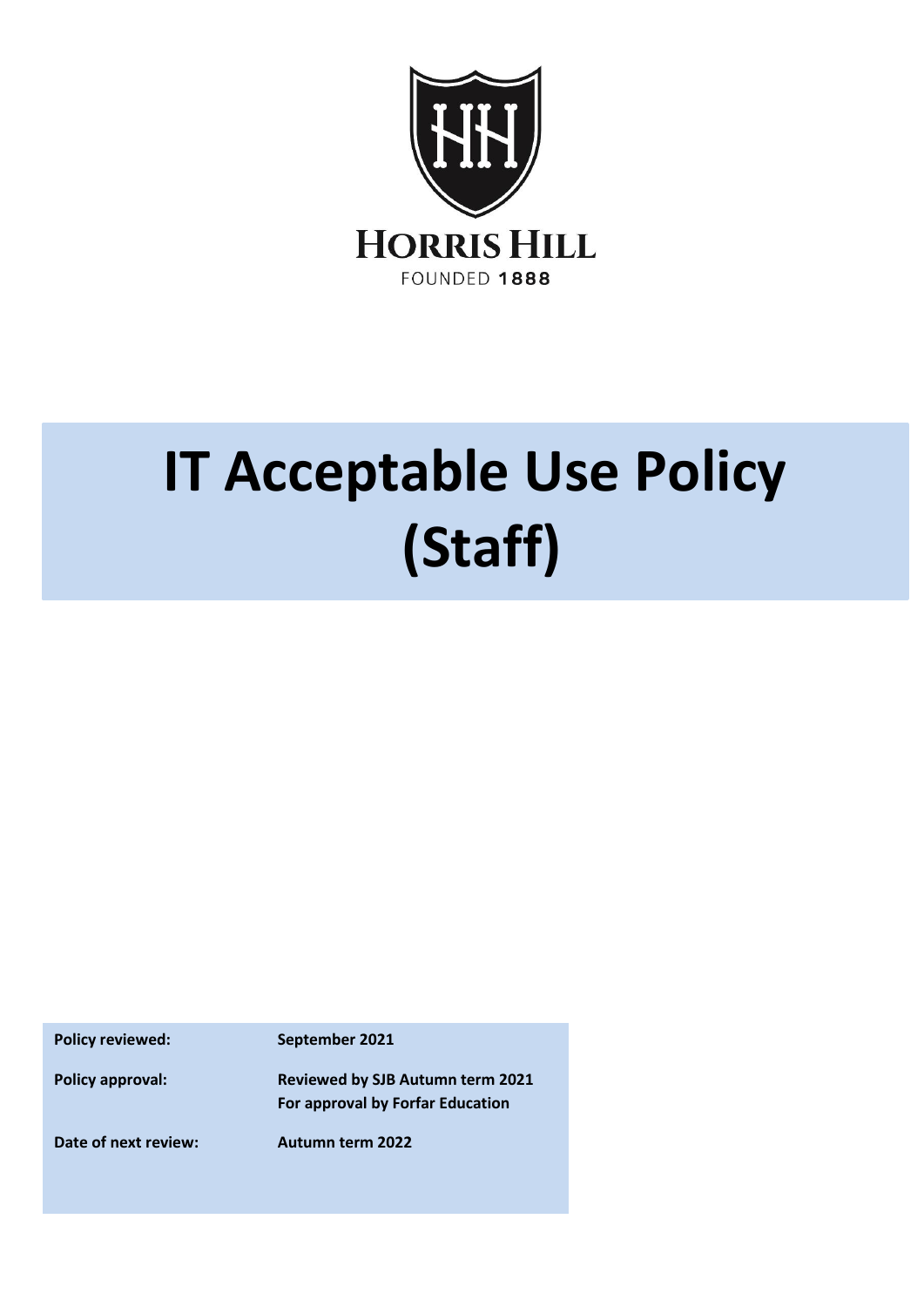HORRIS HILL

FOUNDED 1888

# IT Acceptable Use Policy (Staff)

| | |
|---|---|
| **Policy reviewed:** | **September 2021** |
| **Policy approval:** | **Reviewed by SJB Autumn term 2021** **For approval by Forfar Education** |
| **Date of next review:** | **Autumn term 2022** |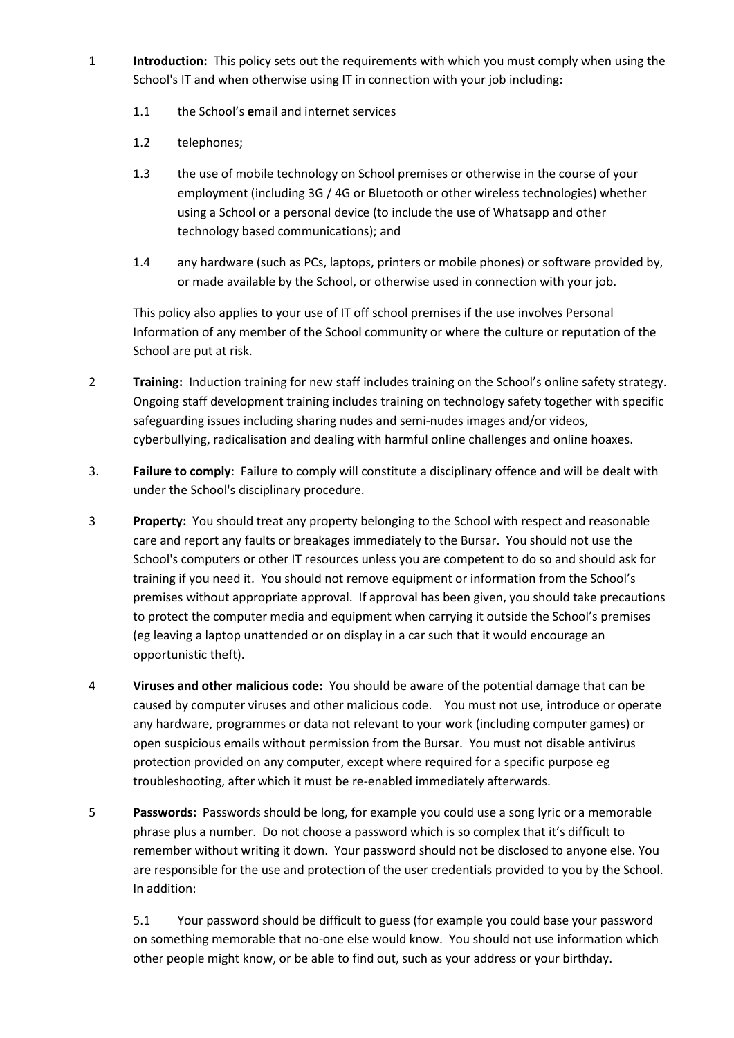1 **Introduction:** This policy sets out the requirements with which you must comply when using the School's IT and when otherwise using IT in connection with your job including:

1.1 the School's **e**mail and internet services

1.2 telephones;

1.3 the use of mobile technology on School premises or otherwise in the course of your employment (including 3G / 4G or Bluetooth or other wireless technologies) whether using a School or a personal device (to include the use of Whatsapp and other technology based communications); and

1.4 any hardware (such as PCs, laptops, printers or mobile phones) or software provided by, or made available by the School, or otherwise used in connection with your job.

This policy also applies to your use of IT off school premises if the use involves Personal Information of any member of the School community or where the culture or reputation of the School are put at risk.

2 **Training:** Induction training for new staff includes training on the School's online safety strategy. Ongoing staff development training includes training on technology safety together with specific safeguarding issues including sharing nudes and semi-nudes images and/or videos, cyberbullying, radicalisation and dealing with harmful online challenges and online hoaxes.

3. **Failure to comply**: Failure to comply will constitute a disciplinary offence and will be dealt with under the School's disciplinary procedure.

3 **Property:** You should treat any property belonging to the School with respect and reasonable care and report any faults or breakages immediately to the Bursar. You should not use the School's computers or other IT resources unless you are competent to do so and should ask for training if you need it. You should not remove equipment or information from the School's premises without appropriate approval. If approval has been given, you should take precautions to protect the computer media and equipment when carrying it outside the School's premises (eg leaving a laptop unattended or on display in a car such that it would encourage an opportunistic theft).

4 **Viruses and other malicious code:** You should be aware of the potential damage that can be caused by computer viruses and other malicious code. You must not use, introduce or operate any hardware, programmes or data not relevant to your work (including computer games) or open suspicious emails without permission from the Bursar. You must not disable antivirus protection provided on any computer, except where required for a specific purpose eg troubleshooting, after which it must be re-enabled immediately afterwards.

5 **Passwords:** Passwords should be long, for example you could use a song lyric or a memorable phrase plus a number. Do not choose a password which is so complex that it's difficult to remember without writing it down. Your password should not be disclosed to anyone else. You are responsible for the use and protection of the user credentials provided to you by the School. In addition:

5.1 Your password should be difficult to guess (for example you could base your password on something memorable that no-one else would know. You should not use information which other people might know, or be able to find out, such as your address or your birthday.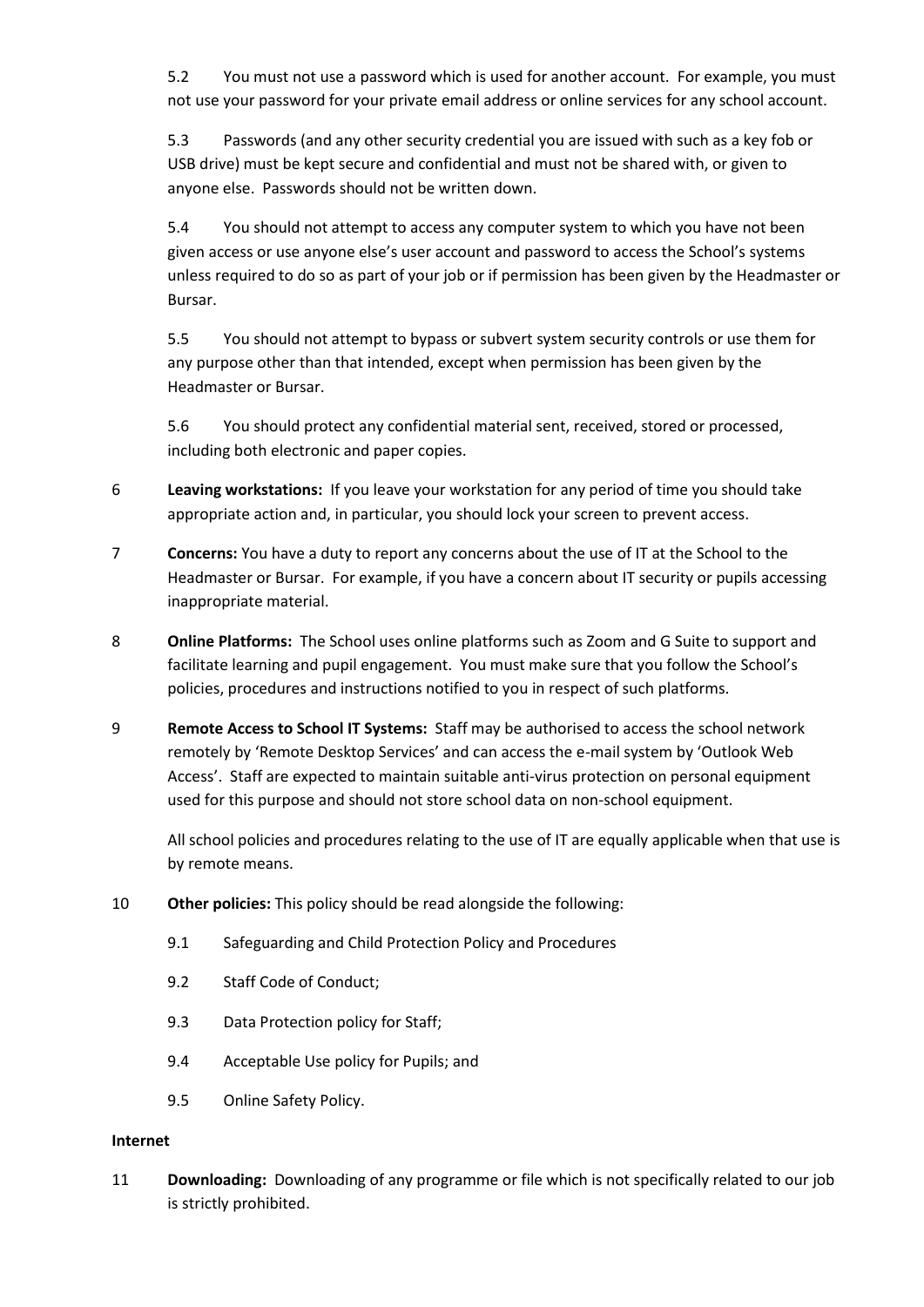5.2 You must not use a password which is used for another account. For example, you must not use your password for your private email address or online services for any school account.

5.3 Passwords (and any other security credential you are issued with such as a key fob or USB drive) must be kept secure and confidential and must not be shared with, or given to anyone else. Passwords should not be written down.

5.4 You should not attempt to access any computer system to which you have not been given access or use anyone else's user account and password to access the School's systems unless required to do so as part of your job or if permission has been given by the Headmaster or Bursar.

5.5 You should not attempt to bypass or subvert system security controls or use them for any purpose other than that intended, except when permission has been given by the Headmaster or Bursar.

5.6 You should protect any confidential material sent, received, stored or processed, including both electronic and paper copies.

6 **Leaving workstations:** If you leave your workstation for any period of time you should take appropriate action and, in particular, you should lock your screen to prevent access.

7 **Concerns:** You have a duty to report any concerns about the use of IT at the School to the Headmaster or Bursar. For example, if you have a concern about IT security or pupils accessing inappropriate material.

8 **Online Platforms:** The School uses online platforms such as Zoom and G Suite to support and facilitate learning and pupil engagement. You must make sure that you follow the School's policies, procedures and instructions notified to you in respect of such platforms.

9 **Remote Access to School IT Systems:** Staff may be authorised to access the school network remotely by 'Remote Desktop Services' and can access the e-mail system by 'Outlook Web Access'. Staff are expected to maintain suitable anti-virus protection on personal equipment used for this purpose and should not store school data on non-school equipment.

All school policies and procedures relating to the use of IT are equally applicable when that use is by remote means.

10 **Other policies:** This policy should be read alongside the following:

9.1 Safeguarding and Child Protection Policy and Procedures

9.2 Staff Code of Conduct;

9.3 Data Protection policy for Staff;

9.4 Acceptable Use policy for Pupils; and

9.5 Online Safety Policy.

**Internet**

11 **Downloading:** Downloading of any programme or file which is not specifically related to our job is strictly prohibited.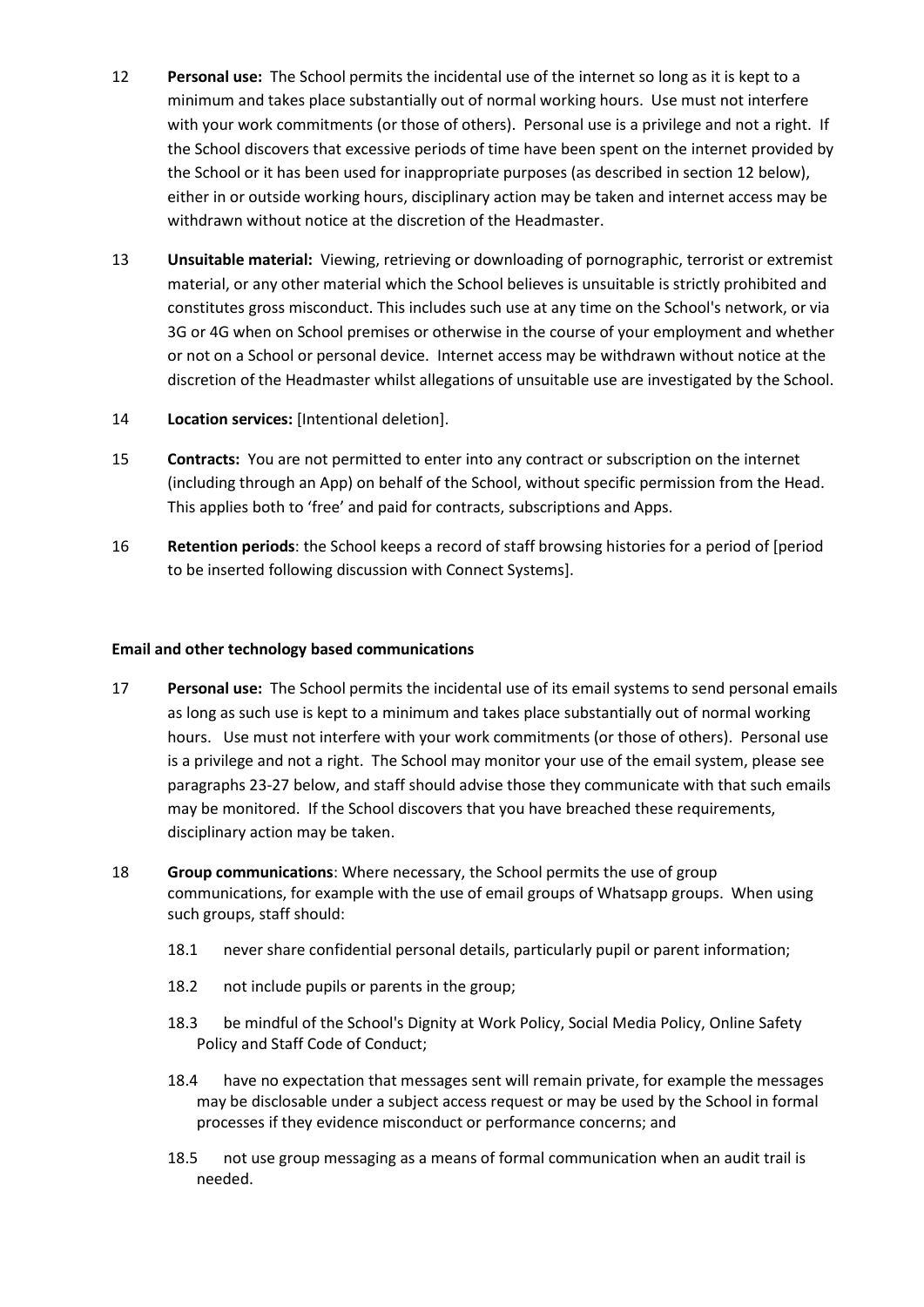12 **Personal use:** The School permits the incidental use of the internet so long as it is kept to a minimum and takes place substantially out of normal working hours. Use must not interfere with your work commitments (or those of others). Personal use is a privilege and not a right. If the School discovers that excessive periods of time have been spent on the internet provided by the School or it has been used for inappropriate purposes (as described in section 12 below), either in or outside working hours, disciplinary action may be taken and internet access may be withdrawn without notice at the discretion of the Headmaster.

13 **Unsuitable material:** Viewing, retrieving or downloading of pornographic, terrorist or extremist material, or any other material which the School believes is unsuitable is strictly prohibited and constitutes gross misconduct. This includes such use at any time on the School's network, or via 3G or 4G when on School premises or otherwise in the course of your employment and whether or not on a School or personal device. Internet access may be withdrawn without notice at the discretion of the Headmaster whilst allegations of unsuitable use are investigated by the School.

14 **Location services:** [Intentional deletion].

15 **Contracts:** You are not permitted to enter into any contract or subscription on the internet (including through an App) on behalf of the School, without specific permission from the Head. This applies both to 'free' and paid for contracts, subscriptions and Apps.

16 **Retention periods**: the School keeps a record of staff browsing histories for a period of [period to be inserted following discussion with Connect Systems].

**Email and other technology based communications**

17 **Personal use:** The School permits the incidental use of its email systems to send personal emails as long as such use is kept to a minimum and takes place substantially out of normal working hours. Use must not interfere with your work commitments (or those of others). Personal use is a privilege and not a right. The School may monitor your use of the email system, please see paragraphs 23-27 below, and staff should advise those they communicate with that such emails may be monitored. If the School discovers that you have breached these requirements, disciplinary action may be taken.

18 **Group communications**: Where necessary, the School permits the use of group communications, for example with the use of email groups of Whatsapp groups. When using such groups, staff should:

18.1 never share confidential personal details, particularly pupil or parent information;

18.2 not include pupils or parents in the group;

18.3 be mindful of the School's Dignity at Work Policy, Social Media Policy, Online Safety Policy and Staff Code of Conduct;

18.4 have no expectation that messages sent will remain private, for example the messages may be disclosable under a subject access request or may be used by the School in formal processes if they evidence misconduct or performance concerns; and

18.5 not use group messaging as a means of formal communication when an audit trail is needed.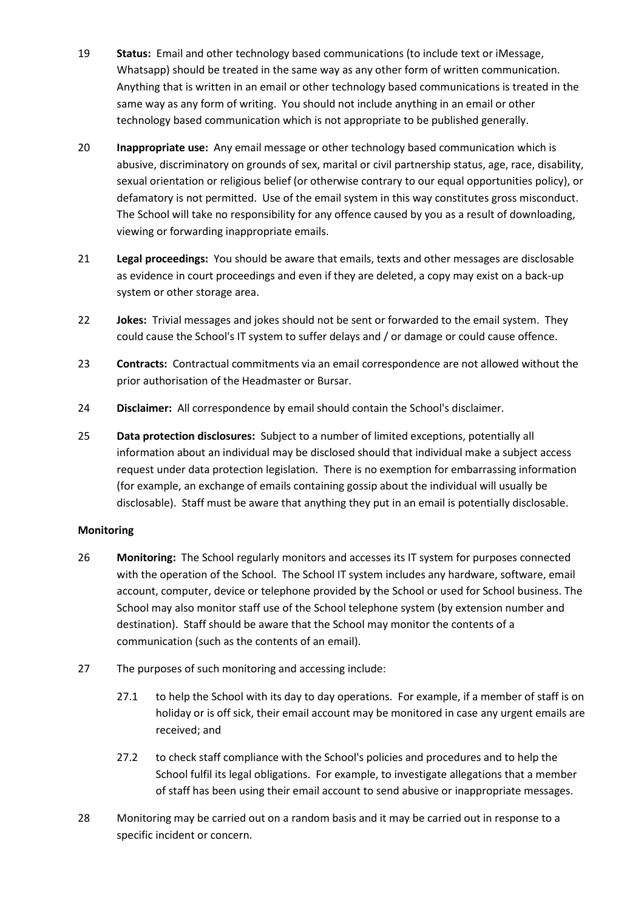19 **Status:** Email and other technology based communications (to include text or iMessage, Whatsapp) should be treated in the same way as any other form of written communication. Anything that is written in an email or other technology based communications is treated in the same way as any form of writing. You should not include anything in an email or other technology based communication which is not appropriate to be published generally.

20 **Inappropriate use:** Any email message or other technology based communication which is abusive, discriminatory on grounds of sex, marital or civil partnership status, age, race, disability, sexual orientation or religious belief (or otherwise contrary to our equal opportunities policy), or defamatory is not permitted. Use of the email system in this way constitutes gross misconduct. The School will take no responsibility for any offence caused by you as a result of downloading, viewing or forwarding inappropriate emails.

21 **Legal proceedings:** You should be aware that emails, texts and other messages are disclosable as evidence in court proceedings and even if they are deleted, a copy may exist on a back-up system or other storage area.

22 **Jokes:** Trivial messages and jokes should not be sent or forwarded to the email system. They could cause the School's IT system to suffer delays and / or damage or could cause offence.

23 **Contracts:** Contractual commitments via an email correspondence are not allowed without the prior authorisation of the Headmaster or Bursar.

24 **Disclaimer:** All correspondence by email should contain the School's disclaimer.

25 **Data protection disclosures:** Subject to a number of limited exceptions, potentially all information about an individual may be disclosed should that individual make a subject access request under data protection legislation. There is no exemption for embarrassing information (for example, an exchange of emails containing gossip about the individual will usually be disclosable). Staff must be aware that anything they put in an email is potentially disclosable.

**Monitoring**

26 **Monitoring:** The School regularly monitors and accesses its IT system for purposes connected with the operation of the School. The School IT system includes any hardware, software, email account, computer, device or telephone provided by the School or used for School business. The School may also monitor staff use of the School telephone system (by extension number and destination). Staff should be aware that the School may monitor the contents of a communication (such as the contents of an email).

27 The purposes of such monitoring and accessing include:

27.1 to help the School with its day to day operations. For example, if a member of staff is on holiday or is off sick, their email account may be monitored in case any urgent emails are received; and

27.2 to check staff compliance with the School's policies and procedures and to help the School fulfil its legal obligations. For example, to investigate allegations that a member of staff has been using their email account to send abusive or inappropriate messages.

28 Monitoring may be carried out on a random basis and it may be carried out in response to a specific incident or concern.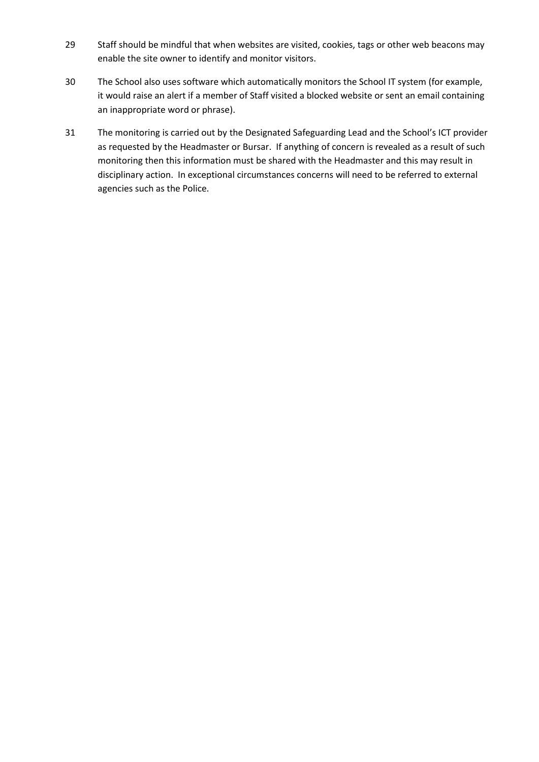29 Staff should be mindful that when websites are visited, cookies, tags or other web beacons may enable the site owner to identify and monitor visitors.

30 The School also uses software which automatically monitors the School IT system (for example, it would raise an alert if a member of Staff visited a blocked website or sent an email containing an inappropriate word or phrase).

31 The monitoring is carried out by the Designated Safeguarding Lead and the School's ICT provider as requested by the Headmaster or Bursar. If anything of concern is revealed as a result of such monitoring then this information must be shared with the Headmaster and this may result in disciplinary action. In exceptional circumstances concerns will need to be referred to external agencies such as the Police.